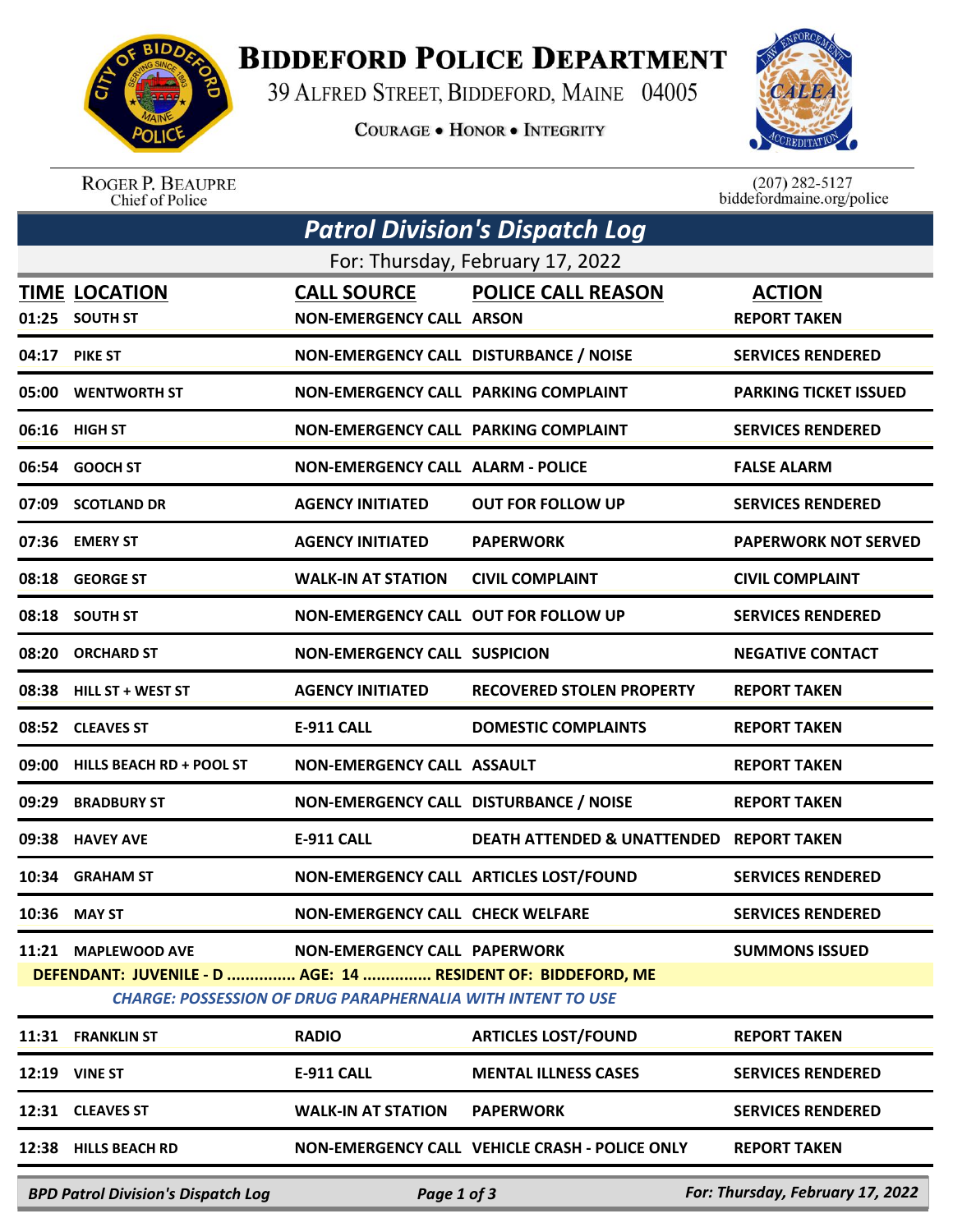# BIDDEFORD POLICE DEPARTMENT

39 ALFRED STREET, BIDDEFORD, MAINE 04005

COURAGE • HONOR • INTEGRITY

ROGER P. BEAUPRE
Chief of Police

(207) 282-5127
biddefordmaine.org/police

## *Patrol Division's Dispatch Log*

For: Thursday, February 17, 2022

| TIME | LOCATION | CALL SOURCE | POLICE CALL REASON | ACTION |
|---|---|---|---|---|
| 01:25 | SOUTH ST | NON-EMERGENCY CALL | ARSON | REPORT TAKEN |
| 04:17 | PIKE ST | NON-EMERGENCY CALL | DISTURBANCE / NOISE | SERVICES RENDERED |
| 05:00 | WENTWORTH ST | NON-EMERGENCY CALL | PARKING COMPLAINT | PARKING TICKET ISSUED |
| 06:16 | HIGH ST | NON-EMERGENCY CALL | PARKING COMPLAINT | SERVICES RENDERED |
| 06:54 | GOOCH ST | NON-EMERGENCY CALL | ALARM - POLICE | FALSE ALARM |
| 07:09 | SCOTLAND DR | AGENCY INITIATED | OUT FOR FOLLOW UP | SERVICES RENDERED |
| 07:36 | EMERY ST | AGENCY INITIATED | PAPERWORK | PAPERWORK NOT SERVED |
| 08:18 | GEORGE ST | WALK-IN AT STATION | CIVIL COMPLAINT | CIVIL COMPLAINT |
| 08:18 | SOUTH ST | NON-EMERGENCY CALL | OUT FOR FOLLOW UP | SERVICES RENDERED |
| 08:20 | ORCHARD ST | NON-EMERGENCY CALL | SUSPICION | NEGATIVE CONTACT |
| 08:38 | HILL ST + WEST ST | AGENCY INITIATED | RECOVERED STOLEN PROPERTY | REPORT TAKEN |
| 08:52 | CLEAVES ST | E-911 CALL | DOMESTIC COMPLAINTS | REPORT TAKEN |
| 09:00 | HILLS BEACH RD + POOL ST | NON-EMERGENCY CALL | ASSAULT | REPORT TAKEN |
| 09:29 | BRADBURY ST | NON-EMERGENCY CALL | DISTURBANCE / NOISE | REPORT TAKEN |
| 09:38 | HAVEY AVE | E-911 CALL | DEATH ATTENDED & UNATTENDED | REPORT TAKEN |
| 10:34 | GRAHAM ST | NON-EMERGENCY CALL | ARTICLES LOST/FOUND | SERVICES RENDERED |
| 10:36 | MAY ST | NON-EMERGENCY CALL | CHECK WELFARE | SERVICES RENDERED |
| 11:21 | MAPLEWOOD AVE | NON-EMERGENCY CALL | PAPERWORK | SUMMONS ISSUED |
| | DEFENDANT: JUVENILE - D ............... AGE: 14 ............... RESIDENT OF: BIDDEFORD, ME | | | |
| | *CHARGE: POSSESSION OF DRUG PARAPHERNALIA WITH INTENT TO USE* | | | |
| 11:31 | FRANKLIN ST | RADIO | ARTICLES LOST/FOUND | REPORT TAKEN |
| 12:19 | VINE ST | E-911 CALL | MENTAL ILLNESS CASES | SERVICES RENDERED |
| 12:31 | CLEAVES ST | WALK-IN AT STATION | PAPERWORK | SERVICES RENDERED |
| 12:38 | HILLS BEACH RD | NON-EMERGENCY CALL | VEHICLE CRASH - POLICE ONLY | REPORT TAKEN |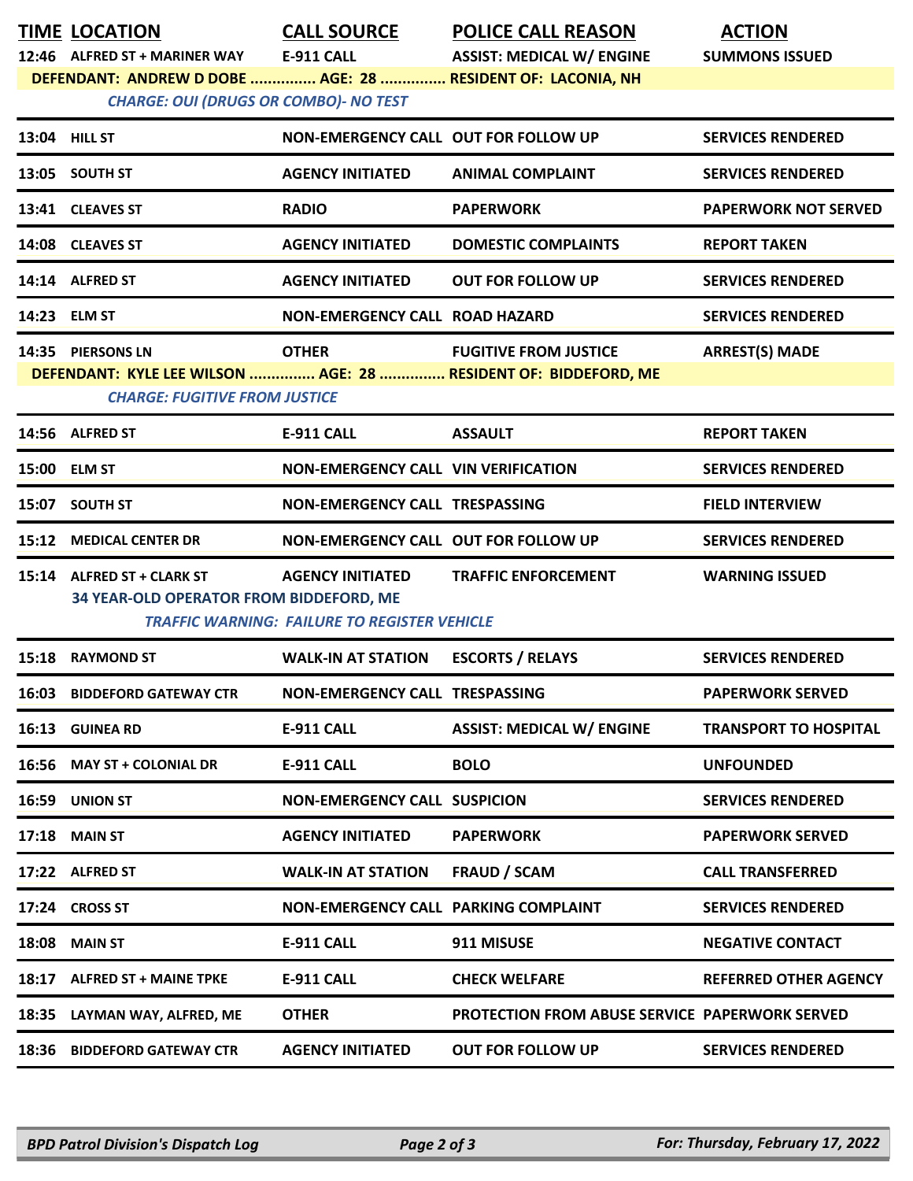| TIME | LOCATION | CALL SOURCE | POLICE CALL REASON | ACTION |
|---|---|---|---|---|
| 12:46 | ALFRED ST + MARINER WAY | E-911 CALL | ASSIST: MEDICAL W/ ENGINE | SUMMONS ISSUED |
| | DEFENDANT: ANDREW D DOBE ............... AGE: 28 ............... RESIDENT OF: LACONIA, NH | | | |
| | *CHARGE: OUI (DRUGS OR COMBO)- NO TEST* | | | |
| 13:04 | HILL ST | NON-EMERGENCY CALL | OUT FOR FOLLOW UP | SERVICES RENDERED |
| 13:05 | SOUTH ST | AGENCY INITIATED | ANIMAL COMPLAINT | SERVICES RENDERED |
| 13:41 | CLEAVES ST | RADIO | PAPERWORK | PAPERWORK NOT SERVED |
| 14:08 | CLEAVES ST | AGENCY INITIATED | DOMESTIC COMPLAINTS | REPORT TAKEN |
| 14:14 | ALFRED ST | AGENCY INITIATED | OUT FOR FOLLOW UP | SERVICES RENDERED |
| 14:23 | ELM ST | NON-EMERGENCY CALL | ROAD HAZARD | SERVICES RENDERED |
| 14:35 | PIERSONS LN | OTHER | FUGITIVE FROM JUSTICE | ARREST(S) MADE |
| | DEFENDANT: KYLE LEE WILSON ............... AGE: 28 ............... RESIDENT OF: BIDDEFORD, ME | | | |
| | *CHARGE: FUGITIVE FROM JUSTICE* | | | |
| 14:56 | ALFRED ST | E-911 CALL | ASSAULT | REPORT TAKEN |
| 15:00 | ELM ST | NON-EMERGENCY CALL | VIN VERIFICATION | SERVICES RENDERED |
| 15:07 | SOUTH ST | NON-EMERGENCY CALL | TRESPASSING | FIELD INTERVIEW |
| 15:12 | MEDICAL CENTER DR | NON-EMERGENCY CALL | OUT FOR FOLLOW UP | SERVICES RENDERED |
| 15:14 | ALFRED ST + CLARK ST | AGENCY INITIATED | TRAFFIC ENFORCEMENT | WARNING ISSUED |
| | 34 YEAR-OLD OPERATOR FROM BIDDEFORD, ME | | | |
| | *TRAFFIC WARNING: FAILURE TO REGISTER VEHICLE* | | | |
| 15:18 | RAYMOND ST | WALK-IN AT STATION | ESCORTS / RELAYS | SERVICES RENDERED |
| 16:03 | BIDDEFORD GATEWAY CTR | NON-EMERGENCY CALL | TRESPASSING | PAPERWORK SERVED |
| 16:13 | GUINEA RD | E-911 CALL | ASSIST: MEDICAL W/ ENGINE | TRANSPORT TO HOSPITAL |
| 16:56 | MAY ST + COLONIAL DR | E-911 CALL | BOLO | UNFOUNDED |
| 16:59 | UNION ST | NON-EMERGENCY CALL | SUSPICION | SERVICES RENDERED |
| 17:18 | MAIN ST | AGENCY INITIATED | PAPERWORK | PAPERWORK SERVED |
| 17:22 | ALFRED ST | WALK-IN AT STATION | FRAUD / SCAM | CALL TRANSFERRED |
| 17:24 | CROSS ST | NON-EMERGENCY CALL | PARKING COMPLAINT | SERVICES RENDERED |
| 18:08 | MAIN ST | E-911 CALL | 911 MISUSE | NEGATIVE CONTACT |
| 18:17 | ALFRED ST + MAINE TPKE | E-911 CALL | CHECK WELFARE | REFERRED OTHER AGENCY |
| 18:35 | LAYMAN WAY, ALFRED, ME | OTHER | PROTECTION FROM ABUSE SERVICE | PAPERWORK SERVED |
| 18:36 | BIDDEFORD GATEWAY CTR | AGENCY INITIATED | OUT FOR FOLLOW UP | SERVICES RENDERED |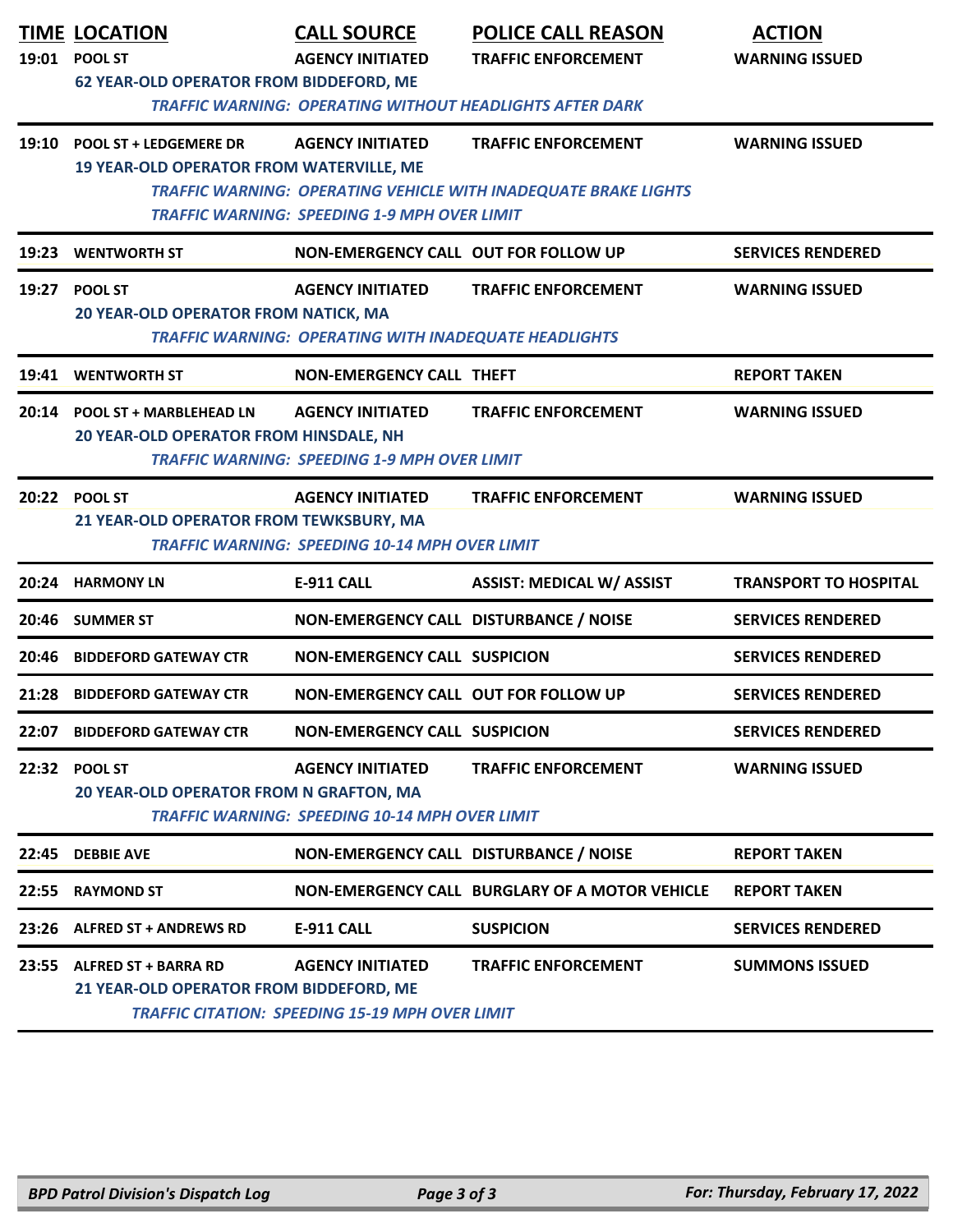| TIME | LOCATION | CALL SOURCE | POLICE CALL REASON | ACTION |
|---|---|---|---|---|
| 19:01 | POOL ST | AGENCY INITIATED | TRAFFIC ENFORCEMENT | WARNING ISSUED |
| | 62 YEAR-OLD OPERATOR FROM BIDDEFORD, ME<br>*TRAFFIC WARNING: OPERATING WITHOUT HEADLIGHTS AFTER DARK* | | | |
| 19:10 | POOL ST + LEDGEMERE DR | AGENCY INITIATED | TRAFFIC ENFORCEMENT | WARNING ISSUED |
| | 19 YEAR-OLD OPERATOR FROM WATERVILLE, ME<br>*TRAFFIC WARNING: OPERATING VEHICLE WITH INADEQUATE BRAKE LIGHTS*<br>*TRAFFIC WARNING: SPEEDING 1-9 MPH OVER LIMIT* | | | |
| 19:23 | WENTWORTH ST | NON-EMERGENCY CALL | OUT FOR FOLLOW UP | SERVICES RENDERED |
| 19:27 | POOL ST | AGENCY INITIATED | TRAFFIC ENFORCEMENT | WARNING ISSUED |
| | 20 YEAR-OLD OPERATOR FROM NATICK, MA<br>*TRAFFIC WARNING: OPERATING WITH INADEQUATE HEADLIGHTS* | | | |
| 19:41 | WENTWORTH ST | NON-EMERGENCY CALL | THEFT | REPORT TAKEN |
| 20:14 | POOL ST + MARBLEHEAD LN | AGENCY INITIATED | TRAFFIC ENFORCEMENT | WARNING ISSUED |
| | 20 YEAR-OLD OPERATOR FROM HINSDALE, NH<br>*TRAFFIC WARNING: SPEEDING 1-9 MPH OVER LIMIT* | | | |
| 20:22 | POOL ST | AGENCY INITIATED | TRAFFIC ENFORCEMENT | WARNING ISSUED |
| | 21 YEAR-OLD OPERATOR FROM TEWKSBURY, MA<br>*TRAFFIC WARNING: SPEEDING 10-14 MPH OVER LIMIT* | | | |
| 20:24 | HARMONY LN | E-911 CALL | ASSIST: MEDICAL W/ ASSIST | TRANSPORT TO HOSPITAL |
| 20:46 | SUMMER ST | NON-EMERGENCY CALL | DISTURBANCE / NOISE | SERVICES RENDERED |
| 20:46 | BIDDEFORD GATEWAY CTR | NON-EMERGENCY CALL | SUSPICION | SERVICES RENDERED |
| 21:28 | BIDDEFORD GATEWAY CTR | NON-EMERGENCY CALL | OUT FOR FOLLOW UP | SERVICES RENDERED |
| 22:07 | BIDDEFORD GATEWAY CTR | NON-EMERGENCY CALL | SUSPICION | SERVICES RENDERED |
| 22:32 | POOL ST | AGENCY INITIATED | TRAFFIC ENFORCEMENT | WARNING ISSUED |
| | 20 YEAR-OLD OPERATOR FROM N GRAFTON, MA<br>*TRAFFIC WARNING: SPEEDING 10-14 MPH OVER LIMIT* | | | |
| 22:45 | DEBBIE AVE | NON-EMERGENCY CALL | DISTURBANCE / NOISE | REPORT TAKEN |
| 22:55 | RAYMOND ST | NON-EMERGENCY CALL | BURGLARY OF A MOTOR VEHICLE | REPORT TAKEN |
| 23:26 | ALFRED ST + ANDREWS RD | E-911 CALL | SUSPICION | SERVICES RENDERED |
| 23:55 | ALFRED ST + BARRA RD | AGENCY INITIATED | TRAFFIC ENFORCEMENT | SUMMONS ISSUED |
| | 21 YEAR-OLD OPERATOR FROM BIDDEFORD, ME<br>*TRAFFIC CITATION: SPEEDING 15-19 MPH OVER LIMIT* | | | |